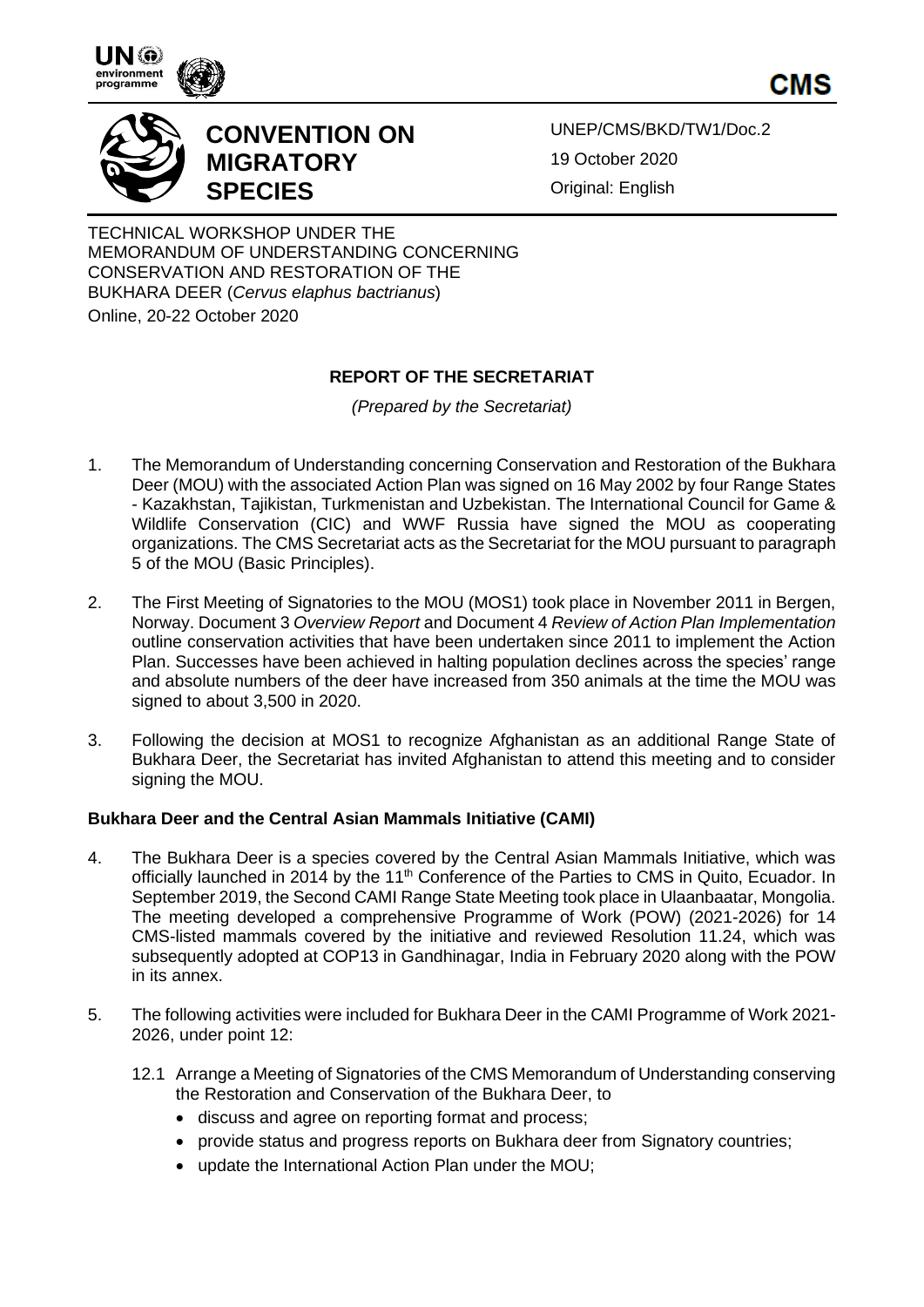UNEP/CMS/BKD/TW1/Doc.2

19 October 2020

Original: English

# CONVENTION ON MIGRATORY SPECIES

TECHNICAL WORKSHOP UNDER THE MEMORANDUM OF UNDERSTANDING CONCERNING CONSERVATION AND RESTORATION OF THE BUKHARA DEER (*Cervus elaphus bactrianus*)

Online, 20-22 October 2020

## REPORT OF THE SECRETARIAT

*(Prepared by the Secretariat)*

1. The Memorandum of Understanding concerning Conservation and Restoration of the Bukhara Deer (MOU) with the associated Action Plan was signed on 16 May 2002 by four Range States - Kazakhstan, Tajikistan, Turkmenistan and Uzbekistan. The International Council for Game & Wildlife Conservation (CIC) and WWF Russia have signed the MOU as cooperating organizations. The CMS Secretariat acts as the Secretariat for the MOU pursuant to paragraph 5 of the MOU (Basic Principles).

2. The First Meeting of Signatories to the MOU (MOS1) took place in November 2011 in Bergen, Norway. Document 3 *Overview Report* and Document 4 *Review of Action Plan Implementation* outline conservation activities that have been undertaken since 2011 to implement the Action Plan. Successes have been achieved in halting population declines across the species' range and absolute numbers of the deer have increased from 350 animals at the time the MOU was signed to about 3,500 in 2020.

3. Following the decision at MOS1 to recognize Afghanistan as an additional Range State of Bukhara Deer, the Secretariat has invited Afghanistan to attend this meeting and to consider signing the MOU.

### Bukhara Deer and the Central Asian Mammals Initiative (CAMI)

4. The Bukhara Deer is a species covered by the Central Asian Mammals Initiative, which was officially launched in 2014 by the 11th Conference of the Parties to CMS in Quito, Ecuador. In September 2019, the Second CAMI Range State Meeting took place in Ulaanbaatar, Mongolia. The meeting developed a comprehensive Programme of Work (POW) (2021-2026) for 14 CMS-listed mammals covered by the initiative and reviewed Resolution 11.24, which was subsequently adopted at COP13 in Gandhinagar, India in February 2020 along with the POW in its annex.

5. The following activities were included for Bukhara Deer in the CAMI Programme of Work 2021-2026, under point 12:

   12.1 Arrange a Meeting of Signatories of the CMS Memorandum of Understanding conserving the Restoration and Conservation of the Bukhara Deer, to
   - discuss and agree on reporting format and process;
   - provide status and progress reports on Bukhara deer from Signatory countries;
   - update the International Action Plan under the MOU;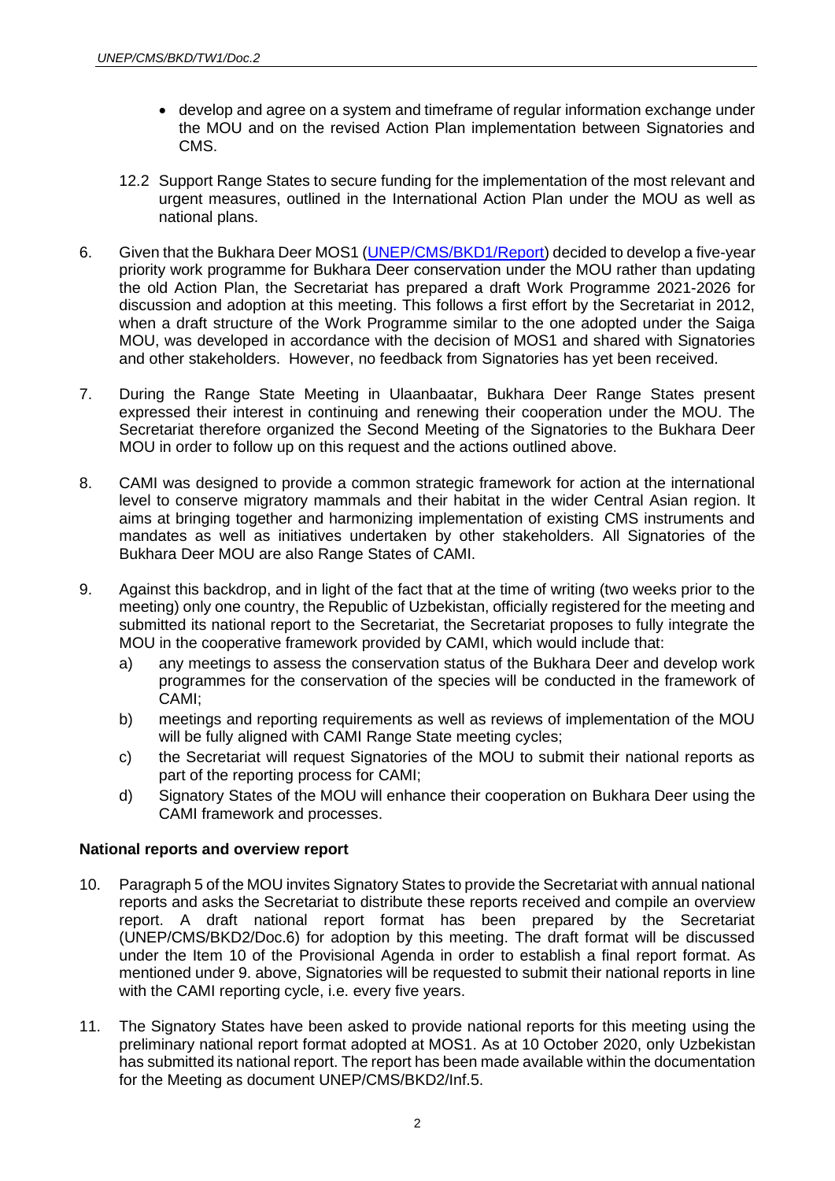- develop and agree on a system and timeframe of regular information exchange under the MOU and on the revised Action Plan implementation between Signatories and CMS.

12.2 Support Range States to secure funding for the implementation of the most relevant and urgent measures, outlined in the International Action Plan under the MOU as well as national plans.

6. Given that the Bukhara Deer MOS1 (UNEP/CMS/BKD1/Report) decided to develop a five-year priority work programme for Bukhara Deer conservation under the MOU rather than updating the old Action Plan, the Secretariat has prepared a draft Work Programme 2021-2026 for discussion and adoption at this meeting. This follows a first effort by the Secretariat in 2012, when a draft structure of the Work Programme similar to the one adopted under the Saiga MOU, was developed in accordance with the decision of MOS1 and shared with Signatories and other stakeholders. However, no feedback from Signatories has yet been received.

7. During the Range State Meeting in Ulaanbaatar, Bukhara Deer Range States present expressed their interest in continuing and renewing their cooperation under the MOU. The Secretariat therefore organized the Second Meeting of the Signatories to the Bukhara Deer MOU in order to follow up on this request and the actions outlined above.

8. CAMI was designed to provide a common strategic framework for action at the international level to conserve migratory mammals and their habitat in the wider Central Asian region. It aims at bringing together and harmonizing implementation of existing CMS instruments and mandates as well as initiatives undertaken by other stakeholders. All Signatories of the Bukhara Deer MOU are also Range States of CAMI.

9. Against this backdrop, and in light of the fact that at the time of writing (two weeks prior to the meeting) only one country, the Republic of Uzbekistan, officially registered for the meeting and submitted its national report to the Secretariat, the Secretariat proposes to fully integrate the MOU in the cooperative framework provided by CAMI, which would include that:
   a) any meetings to assess the conservation status of the Bukhara Deer and develop work programmes for the conservation of the species will be conducted in the framework of CAMI;
   b) meetings and reporting requirements as well as reviews of implementation of the MOU will be fully aligned with CAMI Range State meeting cycles;
   c) the Secretariat will request Signatories of the MOU to submit their national reports as part of the reporting process for CAMI;
   d) Signatory States of the MOU will enhance their cooperation on Bukhara Deer using the CAMI framework and processes.

**National reports and overview report**

10. Paragraph 5 of the MOU invites Signatory States to provide the Secretariat with annual national reports and asks the Secretariat to distribute these reports received and compile an overview report. A draft national report format has been prepared by the Secretariat (UNEP/CMS/BKD2/Doc.6) for adoption by this meeting. The draft format will be discussed under the Item 10 of the Provisional Agenda in order to establish a final report format. As mentioned under 9. above, Signatories will be requested to submit their national reports in line with the CAMI reporting cycle, i.e. every five years.

11. The Signatory States have been asked to provide national reports for this meeting using the preliminary national report format adopted at MOS1. As at 10 October 2020, only Uzbekistan has submitted its national report. The report has been made available within the documentation for the Meeting as document UNEP/CMS/BKD2/Inf.5.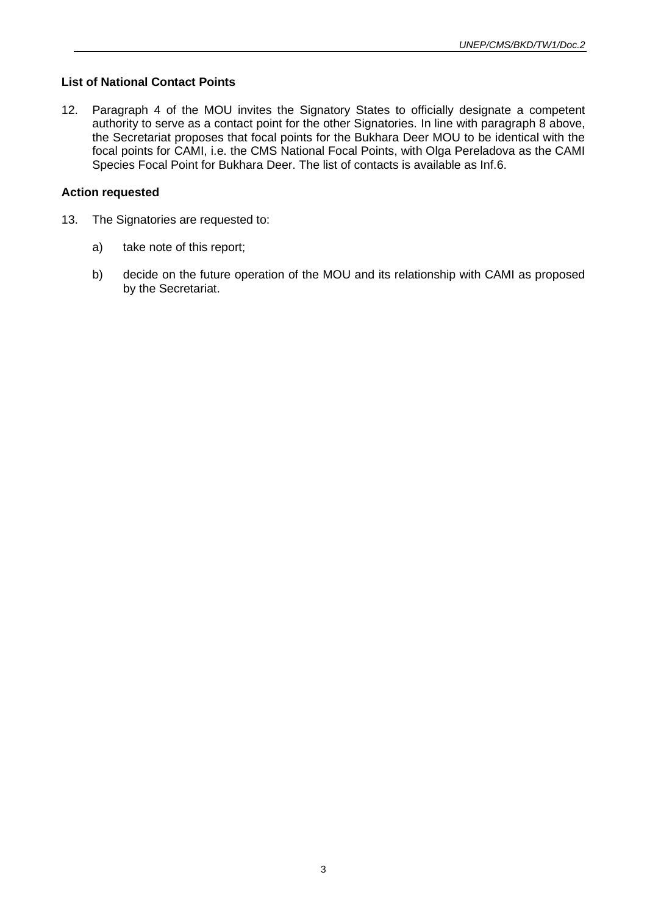**List of National Contact Points**

12. Paragraph 4 of the MOU invites the Signatory States to officially designate a competent authority to serve as a contact point for the other Signatories. In line with paragraph 8 above, the Secretariat proposes that focal points for the Bukhara Deer MOU to be identical with the focal points for CAMI, i.e. the CMS National Focal Points, with Olga Pereladova as the CAMI Species Focal Point for Bukhara Deer. The list of contacts is available as Inf.6.

**Action requested**

13. The Signatories are requested to:

    a) take note of this report;

    b) decide on the future operation of the MOU and its relationship with CAMI as proposed by the Secretariat.